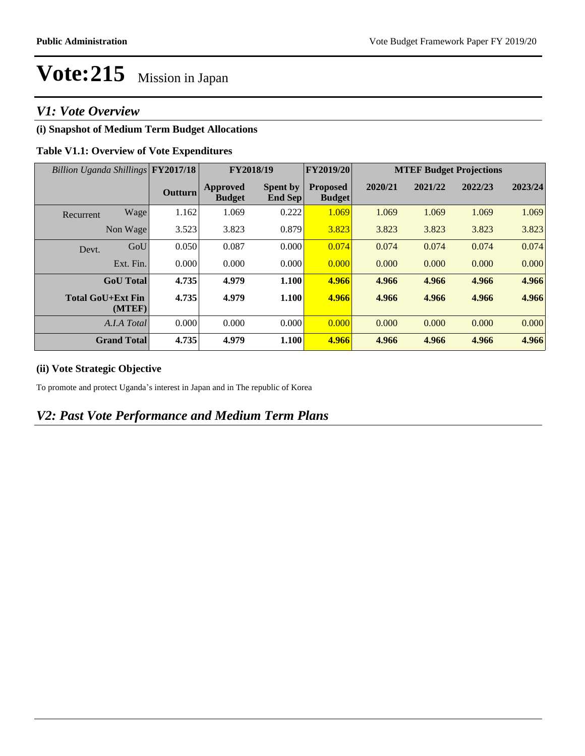# Vote:215 Mission in Japan

## V1: Vote Overview

### (i) Snapshot of Medium Term Budget Allocations

**Table V1.1: Overview of Vote Expenditures**

| *Billion Uganda Shillings* | | FY2017/18 | FY2018/19 | | FY2019/20 | MTEF Budget Projections | | | |
|---|---|---|---|---|---|---|---|---|---|
| | | Outturn | Approved Budget | Spent by End Sep | Proposed Budget | 2020/21 | 2021/22 | 2022/23 | 2023/24 |
| Recurrent | Wage | 1.162 | 1.069 | 0.222 | 1.069 | 1.069 | 1.069 | 1.069 | 1.069 |
| | Non Wage | 3.523 | 3.823 | 0.879 | 3.823 | 3.823 | 3.823 | 3.823 | 3.823 |
| Devt. | GoU | 0.050 | 0.087 | 0.000 | 0.074 | 0.074 | 0.074 | 0.074 | 0.074 |
| | Ext. Fin. | 0.000 | 0.000 | 0.000 | 0.000 | 0.000 | 0.000 | 0.000 | 0.000 |
| | **GoU Total** | **4.735** | **4.979** | **1.100** | **4.966** | **4.966** | **4.966** | **4.966** | **4.966** |
| | **Total GoU+Ext Fin (MTEF)** | **4.735** | **4.979** | **1.100** | **4.966** | **4.966** | **4.966** | **4.966** | **4.966** |
| | *A.I.A Total* | 0.000 | 0.000 | 0.000 | 0.000 | 0.000 | 0.000 | 0.000 | 0.000 |
| | **Grand Total** | **4.735** | **4.979** | **1.100** | **4.966** | **4.966** | **4.966** | **4.966** | **4.966** |

### (ii) Vote Strategic Objective

To promote and protect Uganda's interest in Japan and in The republic of Korea

## V2: Past Vote Performance and Medium Term Plans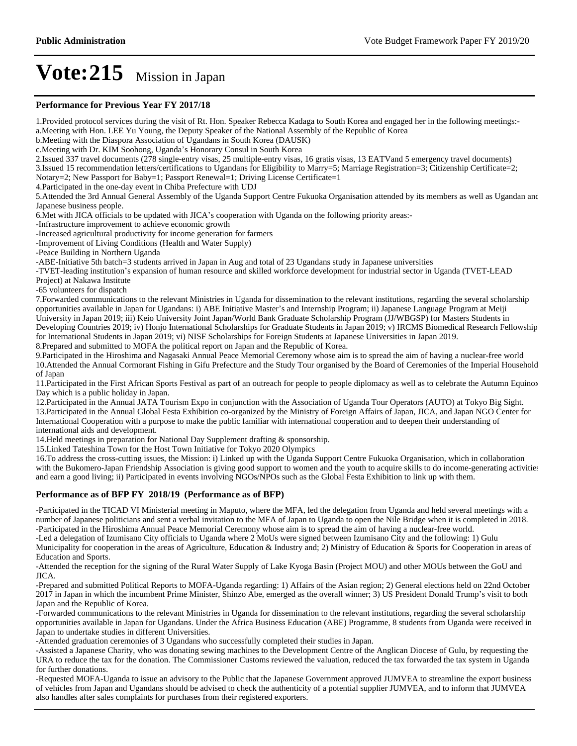# Vote:215 Mission in Japan

### Performance for Previous Year FY 2017/18

1.Provided protocol services during the visit of Rt. Hon. Speaker Rebecca Kadaga to South Korea and engaged her in the following meetings:-
a.Meeting with Hon. LEE Yu Young, the Deputy Speaker of the National Assembly of the Republic of Korea
b.Meeting with the Diaspora Association of Ugandans in South Korea (DAUSK)
c.Meeting with Dr. KIM Soohong, Uganda's Honorary Consul in South Korea
2.Issued 337 travel documents (278 single-entry visas, 25 multiple-entry visas, 16 gratis visas, 13 EATVand 5 emergency travel documents)
3.Issued 15 recommendation letters/certifications to Ugandans for Eligibility to Marry=5; Marriage Registration=3; Citizenship Certificate=2; Notary=2; New Passport for Baby=1; Passport Renewal=1; Driving License Certificate=1
4.Participated in the one-day event in Chiba Prefecture with UDJ
5.Attended the 3rd Annual General Assembly of the Uganda Support Centre Fukuoka Organisation attended by its members as well as Ugandan and Japanese business people.
6.Met with JICA officials to be updated with JICA's cooperation with Uganda on the following priority areas:-
-Infrastructure improvement to achieve economic growth
-Increased agricultural productivity for income generation for farmers
-Improvement of Living Conditions (Health and Water Supply)
-Peace Building in Northern Uganda
-ABE-Initiative 5th batch=3 students arrived in Japan in Aug and total of 23 Ugandans study in Japanese universities
-TVET-leading institution's expansion of human resource and skilled workforce development for industrial sector in Uganda (TVET-LEAD Project) at Nakawa Institute
-65 volunteers for dispatch
7.Forwarded communications to the relevant Ministries in Uganda for dissemination to the relevant institutions, regarding the several scholarship opportunities available in Japan for Ugandans: i) ABE Initiative Master's and Internship Program; ii) Japanese Language Program at Meiji University in Japan 2019; iii) Keio University Joint Japan/World Bank Graduate Scholarship Program (JJ/WBGSP) for Masters Students in Developing Countries 2019; iv) Honjo International Scholarships for Graduate Students in Japan 2019; v) IRCMS Biomedical Research Fellowship for International Students in Japan 2019; vi) NISF Scholarships for Foreign Students at Japanese Universities in Japan 2019.
8.Prepared and submitted to MOFA the political report on Japan and the Republic of Korea.
9.Participated in the Hiroshima and Nagasaki Annual Peace Memorial Ceremony whose aim is to spread the aim of having a nuclear-free world
10.Attended the Annual Cormorant Fishing in Gifu Prefecture and the Study Tour organised by the Board of Ceremonies of the Imperial Household of Japan
11.Participated in the First African Sports Festival as part of an outreach for people to people diplomacy as well as to celebrate the Autumn Equinox Day which is a public holiday in Japan.
12.Participated in the Annual JATA Tourism Expo in conjunction with the Association of Uganda Tour Operators (AUTO) at Tokyo Big Sight.
13.Participated in the Annual Global Festa Exhibition co-organized by the Ministry of Foreign Affairs of Japan, JICA, and Japan NGO Center for International Cooperation with a purpose to make the public familiar with international cooperation and to deepen their understanding of international aids and development.
14.Held meetings in preparation for National Day Supplement drafting & sponsorship.
15.Linked Tateshina Town for the Host Town Initiative for Tokyo 2020 Olympics
16.To address the cross-cutting issues, the Mission: i) Linked up with the Uganda Support Centre Fukuoka Organisation, which in collaboration with the Bukomero-Japan Friendship Association is giving good support to women and the youth to acquire skills to do income-generating activities and earn a good living; ii) Participated in events involving NGOs/NPOs such as the Global Festa Exhibition to link up with them.

### Performance as of BFP FY 2018/19 (Performance as of BFP)

-Participated in the TICAD VI Ministerial meeting in Maputo, where the MFA, led the delegation from Uganda and held several meetings with a number of Japanese politicians and sent a verbal invitation to the MFA of Japan to Uganda to open the Nile Bridge when it is completed in 2018.
-Participated in the Hiroshima Annual Peace Memorial Ceremony whose aim is to spread the aim of having a nuclear-free world.
-Led a delegation of Izumisano City officials to Uganda where 2 MoUs were signed between Izumisano City and the following: 1) Gulu Municipality for cooperation in the areas of Agriculture, Education & Industry and; 2) Ministry of Education & Sports for Cooperation in areas of Education and Sports.
-Attended the reception for the signing of the Rural Water Supply of Lake Kyoga Basin (Project MOU) and other MOUs between the GoU and JICA.
-Prepared and submitted Political Reports to MOFA-Uganda regarding: 1) Affairs of the Asian region; 2) General elections held on 22nd October 2017 in Japan in which the incumbent Prime Minister, Shinzo Abe, emerged as the overall winner; 3) US President Donald Trump's visit to both Japan and the Republic of Korea.
-Forwarded communications to the relevant Ministries in Uganda for dissemination to the relevant institutions, regarding the several scholarship opportunities available in Japan for Ugandans. Under the Africa Business Education (ABE) Programme, 8 students from Uganda were received in Japan to undertake studies in different Universities.
-Attended graduation ceremonies of 3 Ugandans who successfully completed their studies in Japan.
-Assisted a Japanese Charity, who was donating sewing machines to the Development Centre of the Anglican Diocese of Gulu, by requesting the URA to reduce the tax for the donation. The Commissioner Customs reviewed the valuation, reduced the tax forwarded the tax system in Uganda for further donations.
-Requested MOFA-Uganda to issue an advisory to the Public that the Japanese Government approved JUMVEA to streamline the export business of vehicles from Japan and Ugandans should be advised to check the authenticity of a potential supplier JUMVEA, and to inform that JUMVEA also handles after sales complaints for purchases from their registered exporters.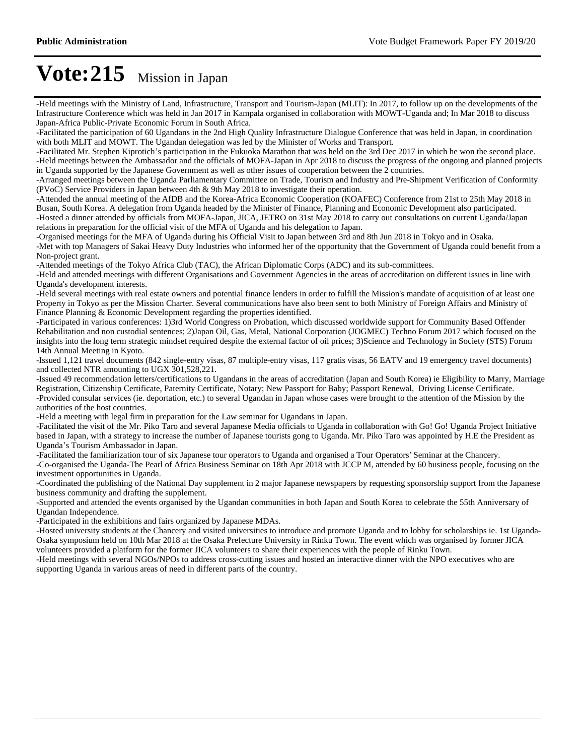# Vote:215 Mission in Japan

-Held meetings with the Ministry of Land, Infrastructure, Transport and Tourism-Japan (MLIT): In 2017, to follow up on the developments of the Infrastructure Conference which was held in Jan 2017 in Kampala organised in collaboration with MOWT-Uganda and; In Mar 2018 to discuss Japan-Africa Public-Private Economic Forum in South Africa.
-Facilitated the participation of 60 Ugandans in the 2nd High Quality Infrastructure Dialogue Conference that was held in Japan, in coordination with both MLIT and MOWT. The Ugandan delegation was led by the Minister of Works and Transport.
-Facilitated Mr. Stephen Kiprotich's participation in the Fukuoka Marathon that was held on the 3rd Dec 2017 in which he won the second place.
-Held meetings between the Ambassador and the officials of MOFA-Japan in Apr 2018 to discuss the progress of the ongoing and planned projects in Uganda supported by the Japanese Government as well as other issues of cooperation between the 2 countries.
-Arranged meetings between the Uganda Parliamentary Committee on Trade, Tourism and Industry and Pre-Shipment Verification of Conformity (PVoC) Service Providers in Japan between 4th & 9th May 2018 to investigate their operation.
-Attended the annual meeting of the AfDB and the Korea-Africa Economic Cooperation (KOAFEC) Conference from 21st to 25th May 2018 in Busan, South Korea. A delegation from Uganda headed by the Minister of Finance, Planning and Economic Development also participated.
-Hosted a dinner attended by officials from MOFA-Japan, JICA, JETRO on 31st May 2018 to carry out consultations on current Uganda/Japan relations in preparation for the official visit of the MFA of Uganda and his delegation to Japan.
-Organised meetings for the MFA of Uganda during his Official Visit to Japan between 3rd and 8th Jun 2018 in Tokyo and in Osaka.
-Met with top Managers of Sakai Heavy Duty Industries who informed her of the opportunity that the Government of Uganda could benefit from a Non-project grant.
-Attended meetings of the Tokyo Africa Club (TAC), the African Diplomatic Corps (ADC) and its sub-committees.
-Held and attended meetings with different Organisations and Government Agencies in the areas of accreditation on different issues in line with Uganda's development interests.
-Held several meetings with real estate owners and potential finance lenders in order to fulfill the Mission's mandate of acquisition of at least one Property in Tokyo as per the Mission Charter. Several communications have also been sent to both Ministry of Foreign Affairs and Ministry of Finance Planning & Economic Development regarding the properties identified.
-Participated in various conferences: 1)3rd World Congress on Probation, which discussed worldwide support for Community Based Offender Rehabilitation and non custodial sentences; 2)Japan Oil, Gas, Metal, National Corporation (JOGMEC) Techno Forum 2017 which focused on the insights into the long term strategic mindset required despite the external factor of oil prices; 3)Science and Technology in Society (STS) Forum 14th Annual Meeting in Kyoto.
-Issued 1,121 travel documents (842 single-entry visas, 87 multiple-entry visas, 117 gratis visas, 56 EATV and 19 emergency travel documents) and collected NTR amounting to UGX 301,528,221.
-Issued 49 recommendation letters/certifications to Ugandans in the areas of accreditation (Japan and South Korea) ie Eligibility to Marry, Marriage Registration, Citizenship Certificate, Paternity Certificate, Notary; New Passport for Baby; Passport Renewal, Driving License Certificate.
-Provided consular services (ie. deportation, etc.) to several Ugandan in Japan whose cases were brought to the attention of the Mission by the authorities of the host countries.
-Held a meeting with legal firm in preparation for the Law seminar for Ugandans in Japan.
-Facilitated the visit of the Mr. Piko Taro and several Japanese Media officials to Uganda in collaboration with Go! Go! Uganda Project Initiative based in Japan, with a strategy to increase the number of Japanese tourists gong to Uganda. Mr. Piko Taro was appointed by H.E the President as Uganda's Tourism Ambassador in Japan.
-Facilitated the familiarization tour of six Japanese tour operators to Uganda and organised a Tour Operators' Seminar at the Chancery.
-Co-organised the Uganda-The Pearl of Africa Business Seminar on 18th Apr 2018 with JCCP M, attended by 60 business people, focusing on the investment opportunities in Uganda.
-Coordinated the publishing of the National Day supplement in 2 major Japanese newspapers by requesting sponsorship support from the Japanese business community and drafting the supplement.
-Supported and attended the events organised by the Ugandan communities in both Japan and South Korea to celebrate the 55th Anniversary of Ugandan Independence.
-Participated in the exhibitions and fairs organized by Japanese MDAs.
-Hosted university students at the Chancery and visited universities to introduce and promote Uganda and to lobby for scholarships ie. 1st Uganda-Osaka symposium held on 10th Mar 2018 at the Osaka Prefecture University in Rinku Town. The event which was organised by former JICA volunteers provided a platform for the former JICA volunteers to share their experiences with the people of Rinku Town.
-Held meetings with several NGOs/NPOs to address cross-cutting issues and hosted an interactive dinner with the NPO executives who are supporting Uganda in various areas of need in different parts of the country.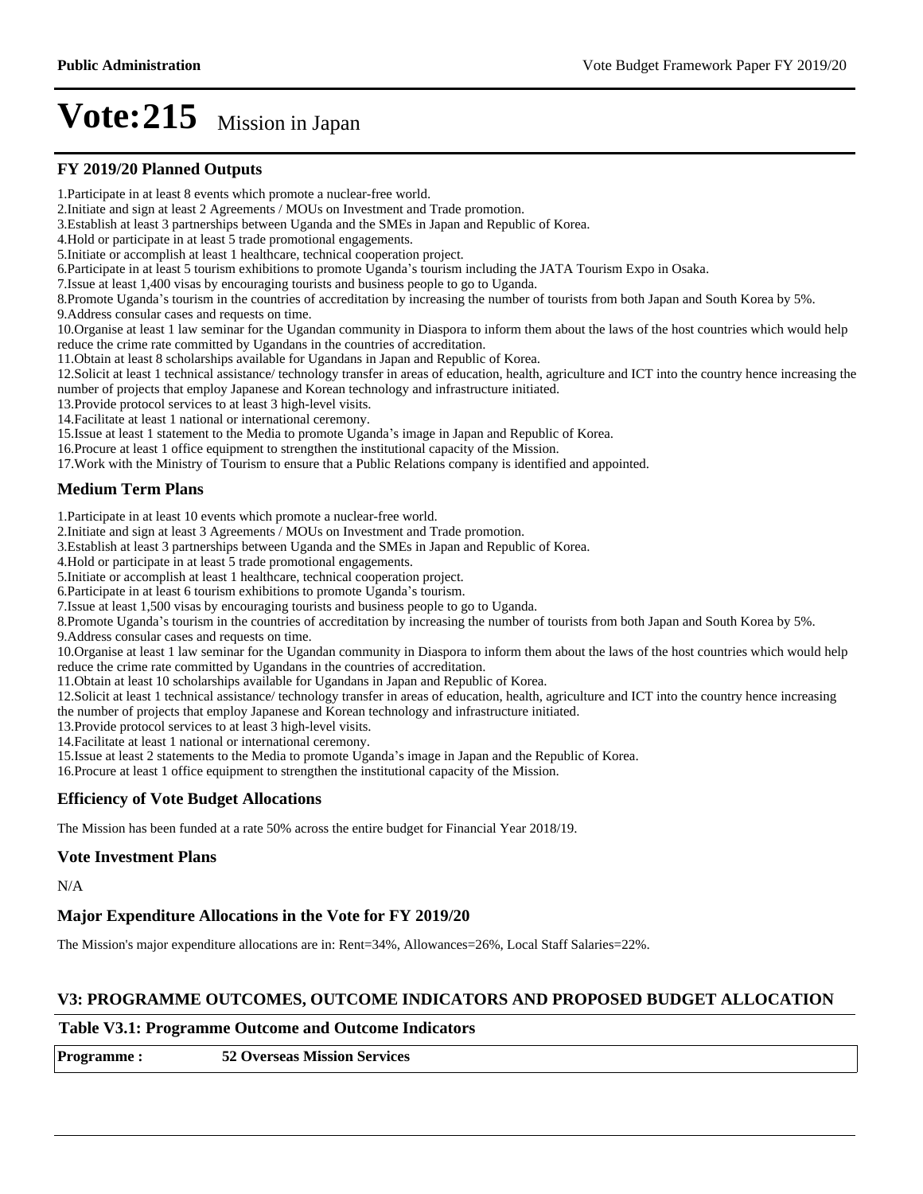# Vote:215 Mission in Japan

### FY 2019/20 Planned Outputs

1.Participate in at least 8 events which promote a nuclear-free world.
2.Initiate and sign at least 2 Agreements / MOUs on Investment and Trade promotion.
3.Establish at least 3 partnerships between Uganda and the SMEs in Japan and Republic of Korea.
4.Hold or participate in at least 5 trade promotional engagements.
5.Initiate or accomplish at least 1 healthcare, technical cooperation project.
6.Participate in at least 5 tourism exhibitions to promote Uganda's tourism including the JATA Tourism Expo in Osaka.
7.Issue at least 1,400 visas by encouraging tourists and business people to go to Uganda.
8.Promote Uganda's tourism in the countries of accreditation by increasing the number of tourists from both Japan and South Korea by 5%.
9.Address consular cases and requests on time.
10.Organise at least 1 law seminar for the Ugandan community in Diaspora to inform them about the laws of the host countries which would help reduce the crime rate committed by Ugandans in the countries of accreditation.
11.Obtain at least 8 scholarships available for Ugandans in Japan and Republic of Korea.
12.Solicit at least 1 technical assistance/ technology transfer in areas of education, health, agriculture and ICT into the country hence increasing the number of projects that employ Japanese and Korean technology and infrastructure initiated.
13.Provide protocol services to at least 3 high-level visits.
14.Facilitate at least 1 national or international ceremony.
15.Issue at least 1 statement to the Media to promote Uganda's image in Japan and Republic of Korea.
16.Procure at least 1 office equipment to strengthen the institutional capacity of the Mission.
17.Work with the Ministry of Tourism to ensure that a Public Relations company is identified and appointed.

### Medium Term Plans

1.Participate in at least 10 events which promote a nuclear-free world.
2.Initiate and sign at least 3 Agreements / MOUs on Investment and Trade promotion.
3.Establish at least 3 partnerships between Uganda and the SMEs in Japan and Republic of Korea.
4.Hold or participate in at least 5 trade promotional engagements.
5.Initiate or accomplish at least 1 healthcare, technical cooperation project.
6.Participate in at least 6 tourism exhibitions to promote Uganda's tourism.
7.Issue at least 1,500 visas by encouraging tourists and business people to go to Uganda.
8.Promote Uganda's tourism in the countries of accreditation by increasing the number of tourists from both Japan and South Korea by 5%.
9.Address consular cases and requests on time.
10.Organise at least 1 law seminar for the Ugandan community in Diaspora to inform them about the laws of the host countries which would help reduce the crime rate committed by Ugandans in the countries of accreditation.
11.Obtain at least 10 scholarships available for Ugandans in Japan and Republic of Korea.
12.Solicit at least 1 technical assistance/ technology transfer in areas of education, health, agriculture and ICT into the country hence increasing the number of projects that employ Japanese and Korean technology and infrastructure initiated.
13.Provide protocol services to at least 3 high-level visits.
14.Facilitate at least 1 national or international ceremony.
15.Issue at least 2 statements to the Media to promote Uganda's image in Japan and the Republic of Korea.
16.Procure at least 1 office equipment to strengthen the institutional capacity of the Mission.

### Efficiency of Vote Budget Allocations

The Mission has been funded at a rate 50% across the entire budget for Financial Year 2018/19.

### Vote Investment Plans

N/A

### Major Expenditure Allocations in the Vote for FY 2019/20

The Mission's major expenditure allocations are in: Rent=34%, Allowances=26%, Local Staff Salaries=22%.

### V3: PROGRAMME OUTCOMES, OUTCOME INDICATORS AND PROPOSED BUDGET ALLOCATION

**Table V3.1: Programme Outcome and Outcome Indicators**

| **Programme :** | **52 Overseas Mission Services** |
|---|---|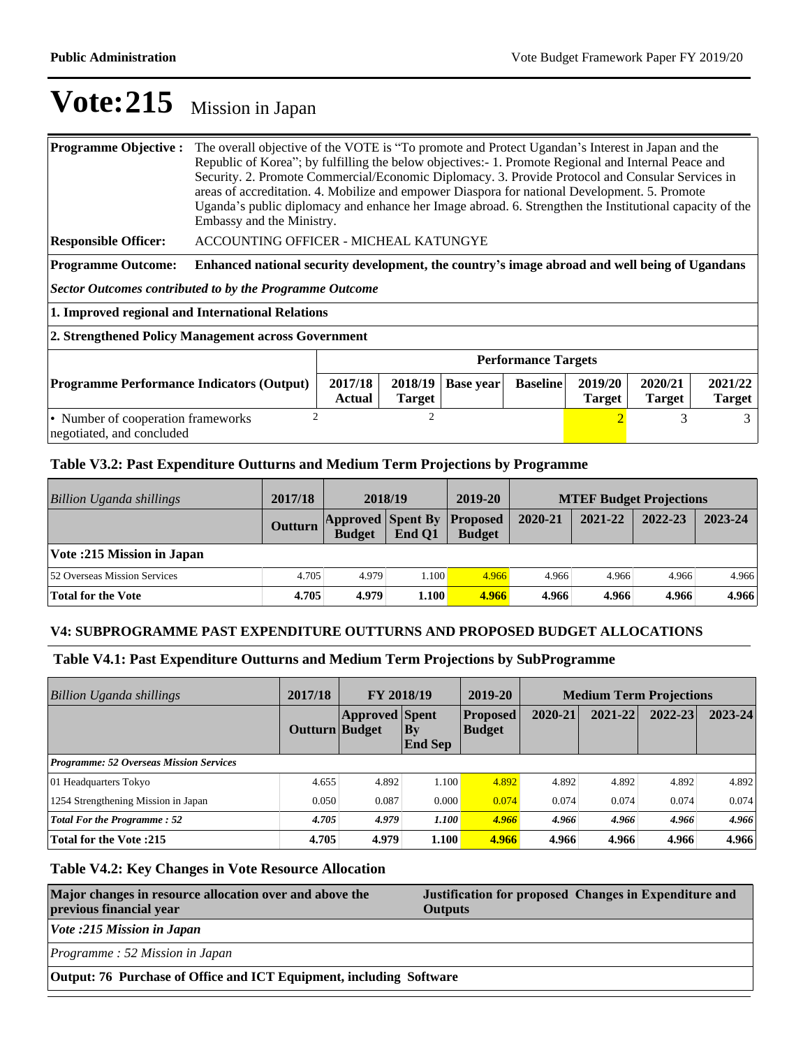# Vote:215 Mission in Japan

| | |
|---|---|
| **Programme Objective :** | The overall objective of the VOTE is "To promote and Protect Ugandan's Interest in Japan and the Republic of Korea"; by fulfilling the below objectives:- 1. Promote Regional and Internal Peace and Security. 2. Promote Commercial/Economic Diplomacy. 3. Provide Protocol and Consular Services in areas of accreditation. 4. Mobilize and empower Diaspora for national Development. 5. Promote Uganda's public diplomacy and enhance her Image abroad. 6. Strengthen the Institutional capacity of the Embassy and the Ministry. |
| **Responsible Officer:** | ACCOUNTING OFFICER - MICHEAL KATUNGYE |
| **Programme Outcome:** | **Enhanced national security development, the country's image abroad and well being of Ugandans** |

***Sector Outcomes contributed to by the Programme Outcome***

**1. Improved regional and International Relations**

**2. Strengthened Policy Management across Government**

| | Performance Targets | | | | | | |
|---|---|---|---|---|---|---|---|
| **Programme Performance Indicators (Output)** | **2017/18 Actual** | **2018/19 Target** | **Base year** | **Baseline** | **2019/20 Target** | **2020/21 Target** | **2021/22 Target** |
| • Number of cooperation frameworks negotiated, and concluded | 2 | 2 | | | 2 | 3 | 3 |

### Table V3.2: Past Expenditure Outturns and Medium Term Projections by Programme

| *Billion Uganda shillings* | 2017/18 | 2018/19 | | 2019-20 | MTEF Budget Projections | | | |
|---|---|---|---|---|---|---|---|---|
| | **Outturn** | **Approved Budget** | **Spent By End Q1** | **Proposed Budget** | **2020-21** | **2021-22** | **2022-23** | **2023-24** |
| **Vote :215 Mission in Japan** | | | | | | | | |
| 52 Overseas Mission Services | 4.705 | 4.979 | 1.100 | 4.966 | 4.966 | 4.966 | 4.966 | 4.966 |
| **Total for the Vote** | **4.705** | **4.979** | **1.100** | **4.966** | **4.966** | **4.966** | **4.966** | **4.966** |

### V4: SUBPROGRAMME PAST EXPENDITURE OUTTURNS AND PROPOSED BUDGET ALLOCATIONS

### Table V4.1: Past Expenditure Outturns and Medium Term Projections by SubProgramme

| *Billion Uganda shillings* | 2017/18 | FY 2018/19 | | 2019-20 | Medium Term Projections | | | |
|---|---|---|---|---|---|---|---|---|
| | **Outturn** | **Approved Budget** | **Spent By End Sep** | **Proposed Budget** | **2020-21** | **2021-22** | **2022-23** | **2023-24** |
| ***Programme: 52 Overseas Mission Services*** | | | | | | | | |
| 01 Headquarters Tokyo | 4.655 | 4.892 | 1.100 | 4.892 | 4.892 | 4.892 | 4.892 | 4.892 |
| 1254 Strengthening Mission in Japan | 0.050 | 0.087 | 0.000 | 0.074 | 0.074 | 0.074 | 0.074 | 0.074 |
| ***Total For the Programme : 52*** | ***4.705*** | ***4.979*** | ***1.100*** | ***4.966*** | ***4.966*** | ***4.966*** | ***4.966*** | ***4.966*** |
| **Total for the Vote :215** | **4.705** | **4.979** | **1.100** | **4.966** | **4.966** | **4.966** | **4.966** | **4.966** |

### Table V4.2: Key Changes in Vote Resource Allocation

| **Major changes in resource allocation over and above the previous financial year** | **Justification for proposed Changes in Expenditure and Outputs** |
|---|---|
| ***Vote :215 Mission in Japan*** | |
| *Programme : 52 Mission in Japan* | |
| **Output: 76 Purchase of Office and ICT Equipment, including Software** | |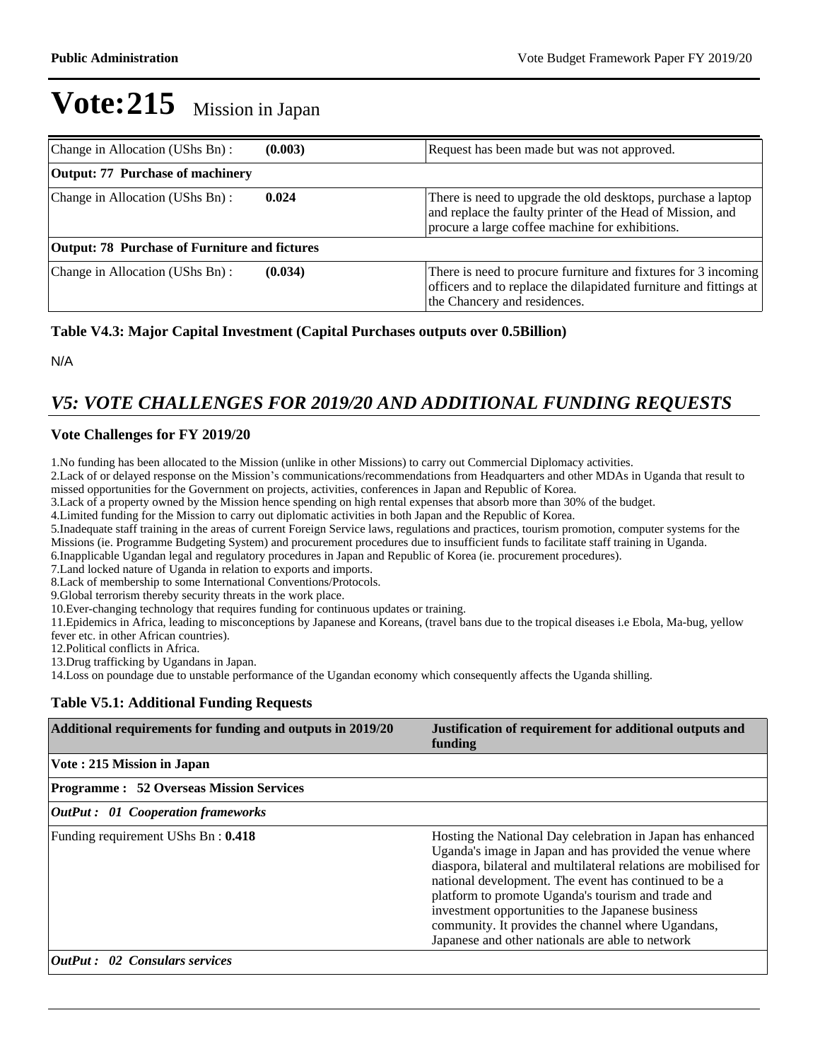# Vote:215 Mission in Japan

| Change in Allocation (UShs Bn) : | (0.003) | Request has been made but was not approved. |
|---|---|---|
| **Output: 77 Purchase of machinery** | | |
| Change in Allocation (UShs Bn) : | **0.024** | There is need to upgrade the old desktops, purchase a laptop and replace the faulty printer of the Head of Mission, and procure a large coffee machine for exhibitions. |
| **Output: 78 Purchase of Furniture and fictures** | | |
| Change in Allocation (UShs Bn) : | **(0.034)** | There is need to procure furniture and fixtures for 3 incoming officers and to replace the dilapidated furniture and fittings at the Chancery and residences. |

**Table V4.3: Major Capital Investment (Capital Purchases outputs over 0.5Billion)**

N/A

## *V5: VOTE CHALLENGES FOR 2019/20 AND ADDITIONAL FUNDING REQUESTS*

### Vote Challenges for FY 2019/20

1.No funding has been allocated to the Mission (unlike in other Missions) to carry out Commercial Diplomacy activities.
2.Lack of or delayed response on the Mission's communications/recommendations from Headquarters and other MDAs in Uganda that result to missed opportunities for the Government on projects, activities, conferences in Japan and Republic of Korea.
3.Lack of a property owned by the Mission hence spending on high rental expenses that absorb more than 30% of the budget.
4.Limited funding for the Mission to carry out diplomatic activities in both Japan and the Republic of Korea.
5.Inadequate staff training in the areas of current Foreign Service laws, regulations and practices, tourism promotion, computer systems for the Missions (ie. Programme Budgeting System) and procurement procedures due to insufficient funds to facilitate staff training in Uganda.
6.Inapplicable Ugandan legal and regulatory procedures in Japan and Republic of Korea (ie. procurement procedures).
7.Land locked nature of Uganda in relation to exports and imports.
8.Lack of membership to some International Conventions/Protocols.
9.Global terrorism thereby security threats in the work place.
10.Ever-changing technology that requires funding for continuous updates or training.
11.Epidemics in Africa, leading to misconceptions by Japanese and Koreans, (travel bans due to the tropical diseases i.e Ebola, Ma-bug, yellow fever etc. in other African countries).
12.Political conflicts in Africa.
13.Drug trafficking by Ugandans in Japan.
14.Loss on poundage due to unstable performance of the Ugandan economy which consequently affects the Uganda shilling.

**Table V5.1: Additional Funding Requests**

| Additional requirements for funding and outputs in 2019/20 | Justification of requirement for additional outputs and funding |
|---|---|
| **Vote : 215 Mission in Japan** | |
| **Programme : 52 Overseas Mission Services** | |
| ***OutPut : 01 Cooperation frameworks*** | |
| Funding requirement UShs Bn : **0.418** | Hosting the National Day celebration in Japan has enhanced Uganda's image in Japan and has provided the venue where diaspora, bilateral and multilateral relations are mobilised for national development. The event has continued to be a platform to promote Uganda's tourism and trade and investment opportunities to the Japanese business community. It provides the channel where Ugandans, Japanese and other nationals are able to network |
| ***OutPut : 02 Consulars services*** | |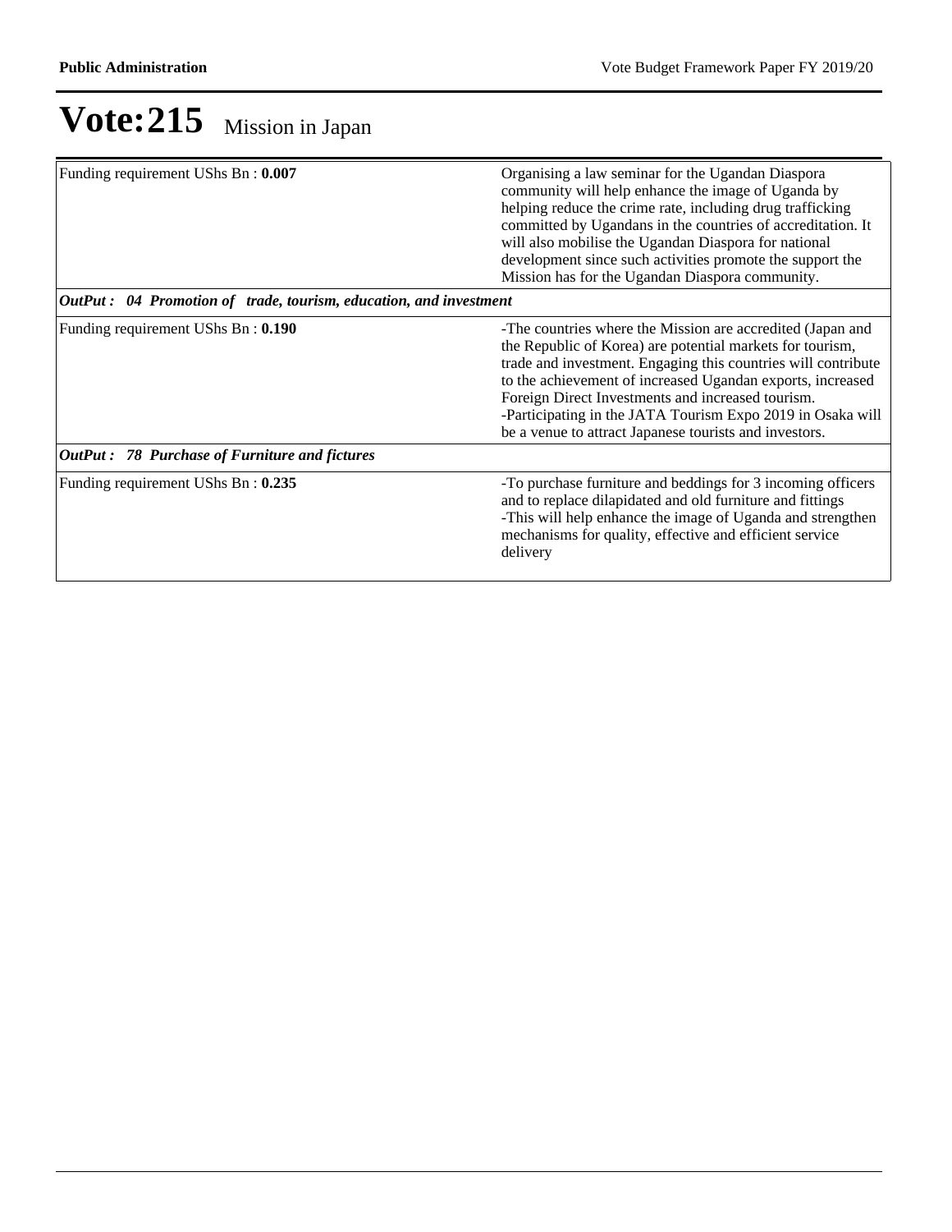# Vote:215 Mission in Japan

| | |
|---|---|
| Funding requirement UShs Bn : **0.007** | Organising a law seminar for the Ugandan Diaspora community will help enhance the image of Uganda by helping reduce the crime rate, including drug trafficking committed by Ugandans in the countries of accreditation. It will also mobilise the Ugandan Diaspora for national development since such activities promote the support the Mission has for the Ugandan Diaspora community. |
| ***OutPut : 04 Promotion of trade, tourism, education, and investment*** | |
| Funding requirement UShs Bn : **0.190** | -The countries where the Mission are accredited (Japan and the Republic of Korea) are potential markets for tourism, trade and investment. Engaging this countries will contribute to the achievement of increased Ugandan exports, increased Foreign Direct Investments and increased tourism.<br>-Participating in the JATA Tourism Expo 2019 in Osaka will be a venue to attract Japanese tourists and investors. |
| ***OutPut : 78 Purchase of Furniture and fictures*** | |
| Funding requirement UShs Bn : **0.235** | -To purchase furniture and beddings for 3 incoming officers and to replace dilapidated and old furniture and fittings<br>-This will help enhance the image of Uganda and strengthen mechanisms for quality, effective and efficient service delivery |